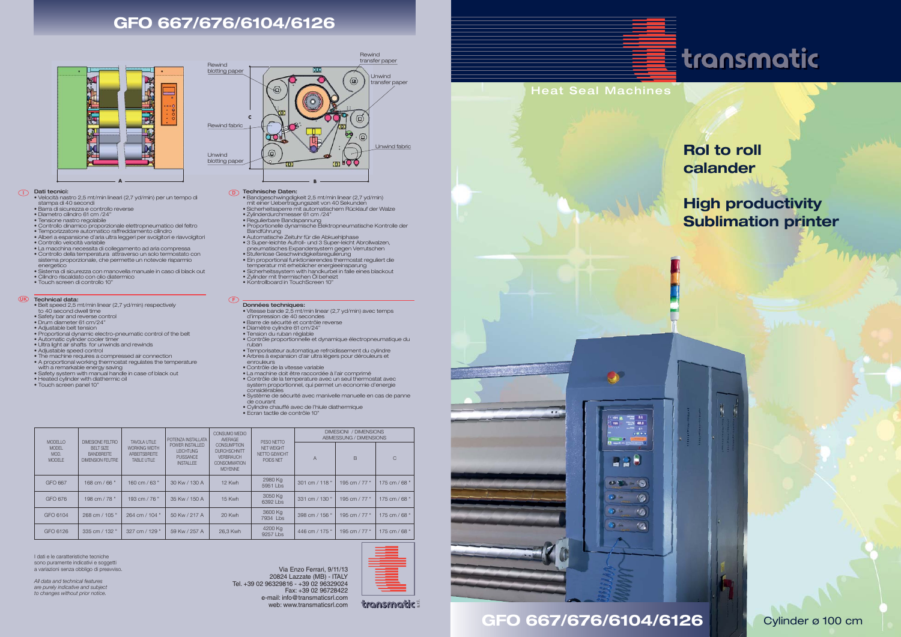# GFO 667/676/6104/6126

Rewind blotting paper

Rewind fabric

Unwind blotting paper

Rewind transfer paper

Unwind transfer paper

Unwind fabric

A

B

C

**I Dati tecnici:**

- Velocità nastro 2,5 mt/min lineari (2,7 yd/min) per un tempo di stampa di 40 secondi
- Barra di sicurezza e controllo reverse
- Diametro cilindro 61 cm /24"
- Tensione nastro regolabile
- Controllo dinamico proporzionale elettropneumatico del feltro
- Temporizzatore automatico raffreddamento cilindro
- Alberi a espansione d'aria ultra leggeri per svolgitori e riavvolgitori
- Controllo velocità variabile
- La macchina necessita di collegamento ad aria compressa
- Controllo della temperatura attraverso un solo termostato con sistema proporzionale, che permette un notevole risparmio energetico
- Sistema di sicurezza con manovella manuale in caso di black out
- Cilindro riscaldato con olio diatermico
- Touch screen di controllo 10"

**UK Technical data:**

- Belt speed 2,5 mt/min linear (2,7 yd/min) respectively to 40 second dwell time
- Safety bar and reverse control
- Drum diameter 61 cm/24"
- Adjustable belt tension
- Proportional dynamic electro-pneumatic control of the belt
- Automatic cylinder cooler timer
- Ultra light air shafts for unwinds and rewinds
- Adjustable speed control
- The machine requires a compressed air connection
- A proportional working thermostat regulates the temperature with a remarkable energy saving
- Safety system with manual handle in case of black out
- Heated cylinder with diathermic oil
- Touch screen panel 10"

**D Technische Daten:**

- Bandgeschwindigkeit 2,5 mt/min linear (2,7 yd/min) mit einer Uebertragungszeit von 40 Sekunden
- Sicherheitssperre mit automatischem Rücklauf der Walze
- Zylinderdurchmesser 61 cm /24"
- Regulierbare Bandspannung
- Proportionelle dynamische Elektropneumatische Kontrolle der Bandführung
- Automatische Zeituhr für die Abkuehlphase
- 3 Super-leichte Aufroll- und 3 Super-leicht Abrollwalzen, pneumatisches Expandersystem gegen Verrutschen
- Stufenlose Geschwindigkeitsregulierung
- Ein proportional funktionierendes thermostat reguliert die temperatur mit erheblicher energieeinsparung
- Sicherheitssystem mit handkurbel in falle eines blackout
- Zylinder mit thermischen Öl beheizt
- Kontrollboard in TouchScreen 10"

**F Données techniques:**

- Vitesse bande 2,5 mt/min linear (2,7 yd/min) avec temps d'impression de 40 secondes
- Barre de sécurité et contrôle reverse
- Diamètre cylindre 61 cm/24"
- Tension du ruban réglable
- Contrôle proportionnelle et dynamique électropneumatique du ruban
- Temporisateur automatique refroidissement du cylindre
- Arbres à expansion d'air ultra légers pour dérouleurs et enrouleurs
- Contrôle de la vitesse variable
- La machine doit être raccordée à l'air comprimé
- Contrôle de la temperature avec un seul thermostat avec system proportionnel, qui permet un economie d'energie considérables
- Système de sécurité avec manivelle manuelle en cas de panne de courant
- Cylindre chauffé avec de l'hiule diathermique
- Ecran tactile de contrôle 10"

| MODELLO MODEL MOD. MODELE | DIMESIONE FELTRO BELT SIZE BANDBREITE DIMENSION FEUTRE | TAVOLA UTILE WORKING WIDTH ARBEITSBREITE TABLE UTILE | POTENZA INSTALLATA POWER INSTALLED LEICHTUNG PUISSANCE INSTALLEE | CONSUMO MEDIO AVERAGE CONSUMPTION DURCHSCHNITT VERBRAUCH CONSOMMATION MOYENNE | PESO NETTO NET WEIGHT NETTO GEWICHT POIDS NET | DIMESIONI / DIMENSIONS ABMESSUNG / DIMENSIONS | | |
|---|---|---|---|---|---|---|---|---|
| | | | | | | A | B | C |
| GFO 667 | 168 cm / 66 " | 160 cm / 63 " | 30 Kw / 130 A | 12 Kwh | 2980 Kg 5961 Lbs | 301 cm / 118 " | 195 cm / 77 " | 175 cm / 68 " |
| GFO 676 | 198 cm / 78 " | 193 cm / 76 " | 35 Kw / 150 A | 15 Kwh | 3050 Kg 6392 Lbs | 331 cm / 130 " | 195 cm / 77 " | 175 cm / 68 " |
| GFO 6104 | 268 cm / 105 " | 264 cm / 104 " | 50 Kw / 217 A | 20 Kwh | 3600 Kg 7934 Lbs | 398 cm / 156 " | 195 cm / 77 " | 175 cm / 68 " |
| GFO 6126 | 335 cm / 132 " | 327 cm / 129 " | 59 Kw / 257 A | 26,3 Kwh | 4200 Kg 9257 Lbs | 446 cm / 175 " | 195 cm / 77 " | 175 cm / 68 " |

I dati e le caratteristiche tecniche sono puramente indicativi e soggetti a variazioni senza obbligo di preavviso.

*All data and technical features are purely indicative and subject to changes without prior notice.*

Via Enzo Ferrari, 9/11/13
20824 Lazzate (MB) - ITALY
Tel. +39 02 96329816 - +39 02 96329024
Fax: +39 02 96728422
e-mail: info@transmaticsrl.com
web: www.transmaticsrl.com

transmatic s.r.l.

transmatic

Heat Seal Machines

## Rol to roll calander

## High productivity Sublimation printer

# GFO 667/676/6104/6126

Cylinder ø 100 cm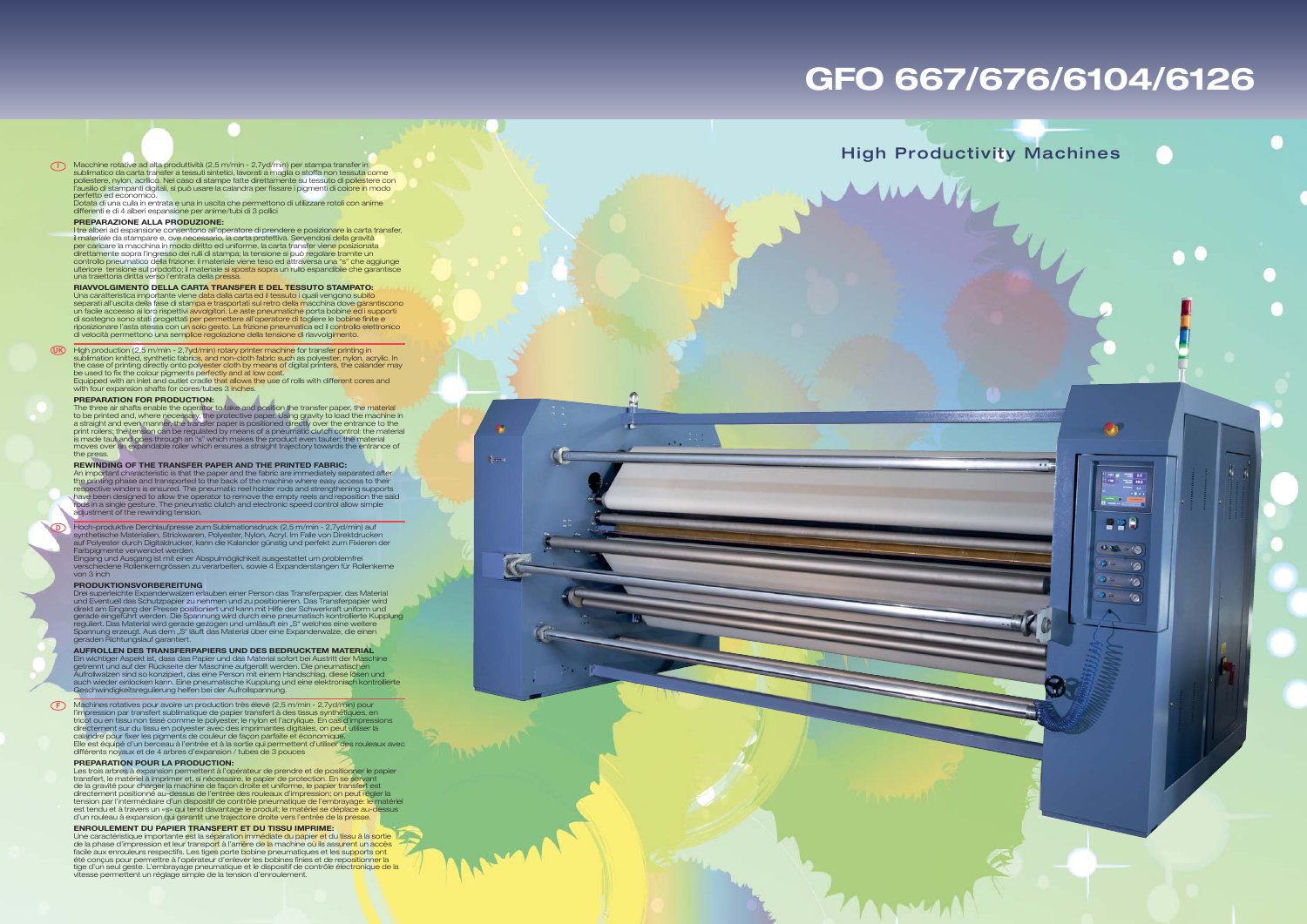# GFO 667/676/6104/6126

## High Productivity Machines

**I**

Macchine rotative ad alta produttività (2,5 m/min - 2,7yd/min) per stampa transfer in sublimatico da carta transfer a tessuti sintetici, lavorati a maglia o stoffa non tessuta come poliestere, nylon, acrilico. Nel caso di stampe fatte direttamente su tessuto di poliestere con l'ausilio di stampanti digitali, si può usare la calandra per fissare i pigmenti di colore in modo perfetto ed economico.
Dotata di una culla in entrata e una in uscita che permettono di utilizzare rotoli con anime differenti e di 4 alberi espansione per anime/tubi di 3 pollici

**PREPARAZIONE ALLA PRODUZIONE:**
I tre alberi ad espansione consentono all'operatore di prendere e posizionare la carta transfer, il materiale da stampare e, ove necessario, la carta protettiva. Servendosi della gravità per caricare la macchina in modo diritto ed uniforme, la carta transfer viene posizionata direttamente sopra l'ingresso dei rulli di stampa; la tensione si può regolare tramite un controllo pneumatico della frizione: il materiale viene teso ed attraversa una "s" che aggiunge ulteriore tensione sul prodotto; il materiale si sposta sopra un rullo espandibile che garantisce una traiettoria diritta verso l'entrata della pressa.

**RIAVVOLGIMENTO DELLA CARTA TRANSFER E DEL TESSUTO STAMPATO:**
Una caratteristica importante viene data dalla carta ed il tessuto i quali vengono subito separati all'uscita della fase di stampa e trasportati sul retro della macchina dove garantiscono un facile accesso ai loro rispettivi avvolgitori. Le aste pneumatiche porta bobine ed i supporti di sostegno sono stati progettati per permettere all'operatore di togliere le bobine finite e riposizionare l'asta stessa con un solo gesto. La frizione pneumatica ed il controllo elettronico di velocità permettono una semplice regolazione della tensione di riavvolgimento.

**UK**

High production (2,5 m/min - 2,7yd/min) rotary printer machine for transfer printing in sublimation knitted, synthetic fabrics, and non-cloth fabric such as polyester, nylon, acrylic. In the case of printing directly onto polyester cloth by means of digital printers, the calander may be used to fix the colour pigments perfectly and at low cost.
Equipped with an inlet and outlet cradle that allows the use of rolls with different cores and with four expansion shafts for cores/tubes 3 inches.

**PREPARATION FOR PRODUCTION:**
The three air shafts enable the operator to take and position the transfer paper, the material to be printed and, where necessary, the protective paper. Using gravity to load the machine in a straight and even manner, the transfer paper is positioned directly over the entrance to the print rollers; the tension can be regulated by means of a pneumatic clutch control: the material is made taut and goes through an "s" which makes the product even tauter; the material moves over an expandable roller which ensures a straight trajectory towards the entrance of the press.

**REWINDING OF THE TRANSFER PAPER AND THE PRINTED FABRIC:**
An important characteristic is that the paper and the fabric are immediately separated after the printing phase and transported to the back of the machine where easy access to their respective winders is ensured. The pneumatic reel holder rods and strengthening supports have been designed to allow the operator to remove the empty reels and reposition the said rods in a single gesture. The pneumatic clutch and electronic speed control allow simple adjustment of the rewinding tension.

**D**

Hoch-produktive Derchlaufpresse zum Sublimationsdruck (2,5 m/min - 2,7yd/min) auf synthetische Materialien, Strickwaren, Polyester, Nylon, Acryl. Im Falle von Direktdrucken auf Polyester durch Digitaldrucker, kann die Kalander günstig und perfekt zum Fixieren der Farbpigmente verwendet werden.
Eingang und Ausgang ist mit einer Abspulmöglichkeit ausgestattet um problemfrei verschiedene Rollenkerngrössen zu verarbeiten, sowie 4 Expanderstangen für Rollenkerne von 3 inch

**PRODUKTIONSVORBEREITUNG**
Drei superleichte Expanderwalzen erlauben einer Person das Transferpapier, das Material und Eventuell das Schutzpapier zu nehmen und zu positionieren. Das Transferpapier wird direkt am Eingang der Presse positioniert und kann mit Hilfe der Schwerkraft uniform und gerade eingeführt werden. Die Spannung wird durch eine pneumatisch kontrollierte Kupplung reguliert. Das Material wird gerade gezogen und umläuft ein „S" welches eine weitere Spannung erzeugt. Aus dem „S" läuft das Material über eine Expanderwalze, die einen geraden Richtungslauf garantiert.

**AUFROLLEN DES TRANSFERPAPIERS UND DES BEDRUCKTEM MATERIAL**
Ein wichtiger Aspekt ist, dass das Papier und das Material sofort bei Austritt der Maschine getrennt und auf der Rückseite der Maschine aufgerollt werden. Die pneumatischen Aufrollwalzen sind so konzipiert, das eine Person mit einem Handschlag, diese lösen und auch wieder einlocken kann. Eine pneumatische Kupplung und eine elektronisch kontrollierte Geschwindigkeitsregulierung helfen bei der Aufrollspannung.

**F**

Machines rotatives pour avoire un production très élevé (2,5 m/min - 2,7yd/min) pour l'impression par transfert sublimatique de papier transfert à des tissus synthétiques, en tricot ou en tissu non tissé comme le polyester, le nylon et l'acrylique. En cas d'impressions directement sur du tissu en polyester avec des imprimantes digitales, on peut utiliser la calandre pour fixer les pigments de couleur de façon parfaite et économique.
Elle est équipé d'un berceau à l'entrée et à la sortie qui permettent d'utiliser des rouleaux avec différents noyaux et de 4 arbres d'expansion / tubes de 3 pouces

**PREPARATION POUR LA PRODUCTION:**
Les trois arbres à expansion permettent à l'opérateur de prendre et de positionner le papier transfert, le matériel à imprimer et, si nécessaire, le papier de protection. En se servant de la gravité pour charger la machine de façon droite et uniforme, le papier transfert est directement positionné au-dessus de l'entrée des rouleaux d'impression; on peut régler la tension par l'intermédiaire d'un dispositif de contrôle pneumatique de l'embrayage: le matériel est tendu et à travers un «s» qui tend davantage le produit; le matériel se déplace au-dessus d'un rouleau à expansion qui garantit une trajectoire droite vers l'entrée de la presse.

**ENROULEMENT DU PAPIER TRANSFERT ET DU TISSU IMPRIME:**
Une caractéristique importante est la séparation immédiate du papier et du tissu à la sortie de la phase d'impression et leur transport à l'arrière de la machine où ils assurent un accès facile aux enrouleurs respectifs. Les tiges porte bobine pneumatiques et les supports ont été conçus pour permettre à l'opérateur d'enlever les bobines finies et de repositionner la tige d'un seul geste. L'embrayage pneumatique et le dispositif de contrôle électronique de la vitesse permettent un réglage simple de la tension d'enroulement.